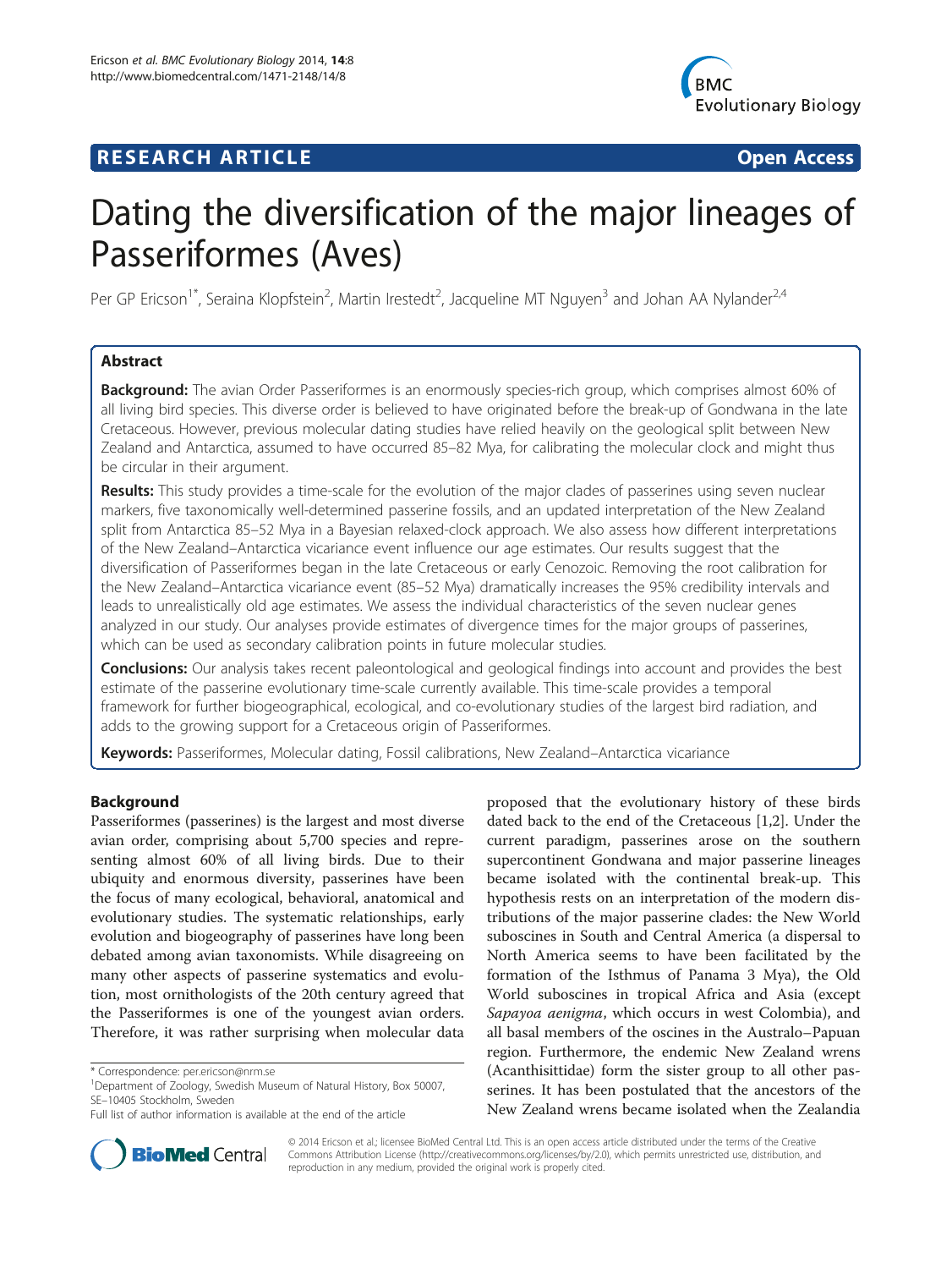**RESEARCH ARTICLE** **Open Access**

# Dating the diversification of the major lineages of Passeriformes (Aves)

Per GP Ericson[1*], Seraina Klopfstein[2], Martin Irestedt[2], Jacqueline MT Nguyen[3] and Johan AA Nylander[2,4]

## Abstract

**Background:** The avian Order Passeriformes is an enormously species-rich group, which comprises almost 60% of all living bird species. This diverse order is believed to have originated before the break-up of Gondwana in the late Cretaceous. However, previous molecular dating studies have relied heavily on the geological split between New Zealand and Antarctica, assumed to have occurred 85–82 Mya, for calibrating the molecular clock and might thus be circular in their argument.

**Results:** This study provides a time-scale for the evolution of the major clades of passerines using seven nuclear markers, five taxonomically well-determined passerine fossils, and an updated interpretation of the New Zealand split from Antarctica 85–52 Mya in a Bayesian relaxed-clock approach. We also assess how different interpretations of the New Zealand–Antarctica vicariance event influence our age estimates. Our results suggest that the diversification of Passeriformes began in the late Cretaceous or early Cenozoic. Removing the root calibration for the New Zealand–Antarctica vicariance event (85–52 Mya) dramatically increases the 95% credibility intervals and leads to unrealistically old age estimates. We assess the individual characteristics of the seven nuclear genes analyzed in our study. Our analyses provide estimates of divergence times for the major groups of passerines, which can be used as secondary calibration points in future molecular studies.

**Conclusions:** Our analysis takes recent paleontological and geological findings into account and provides the best estimate of the passerine evolutionary time-scale currently available. This time-scale provides a temporal framework for further biogeographical, ecological, and co-evolutionary studies of the largest bird radiation, and adds to the growing support for a Cretaceous origin of Passeriformes.

**Keywords:** Passeriformes, Molecular dating, Fossil calibrations, New Zealand–Antarctica vicariance

## Background

Passeriformes (passerines) is the largest and most diverse avian order, comprising about 5,700 species and representing almost 60% of all living birds. Due to their ubiquity and enormous diversity, passerines have been the focus of many ecological, behavioral, anatomical and evolutionary studies. The systematic relationships, early evolution and biogeography of passerines have long been debated among avian taxonomists. While disagreeing on many other aspects of passerine systematics and evolution, most ornithologists of the 20th century agreed that the Passeriformes is one of the youngest avian orders. Therefore, it was rather surprising when molecular data proposed that the evolutionary history of these birds dated back to the end of the Cretaceous [1,2]. Under the current paradigm, passerines arose on the southern supercontinent Gondwana and major passerine lineages became isolated with the continental break-up. This hypothesis rests on an interpretation of the modern distributions of the major passerine clades: the New World suboscines in South and Central America (a dispersal to North America seems to have been facilitated by the formation of the Isthmus of Panama 3 Mya), the Old World suboscines in tropical Africa and Asia (except *Sapayoa aenigma*, which occurs in west Colombia), and all basal members of the oscines in the Australo–Papuan region. Furthermore, the endemic New Zealand wrens (Acanthisittidae) form the sister group to all other passerines. It has been postulated that the ancestors of the New Zealand wrens became isolated when the Zealandia

\* Correspondence: per.ericson@nrm.se
[1]Department of Zoology, Swedish Museum of Natural History, Box 50007, SE–10405 Stockholm, Sweden
Full list of author information is available at the end of the article

© 2014 Ericson et al.; licensee BioMed Central Ltd. This is an open access article distributed under the terms of the Creative Commons Attribution License (http://creativecommons.org/licenses/by/2.0), which permits unrestricted use, distribution, and reproduction in any medium, provided the original work is properly cited.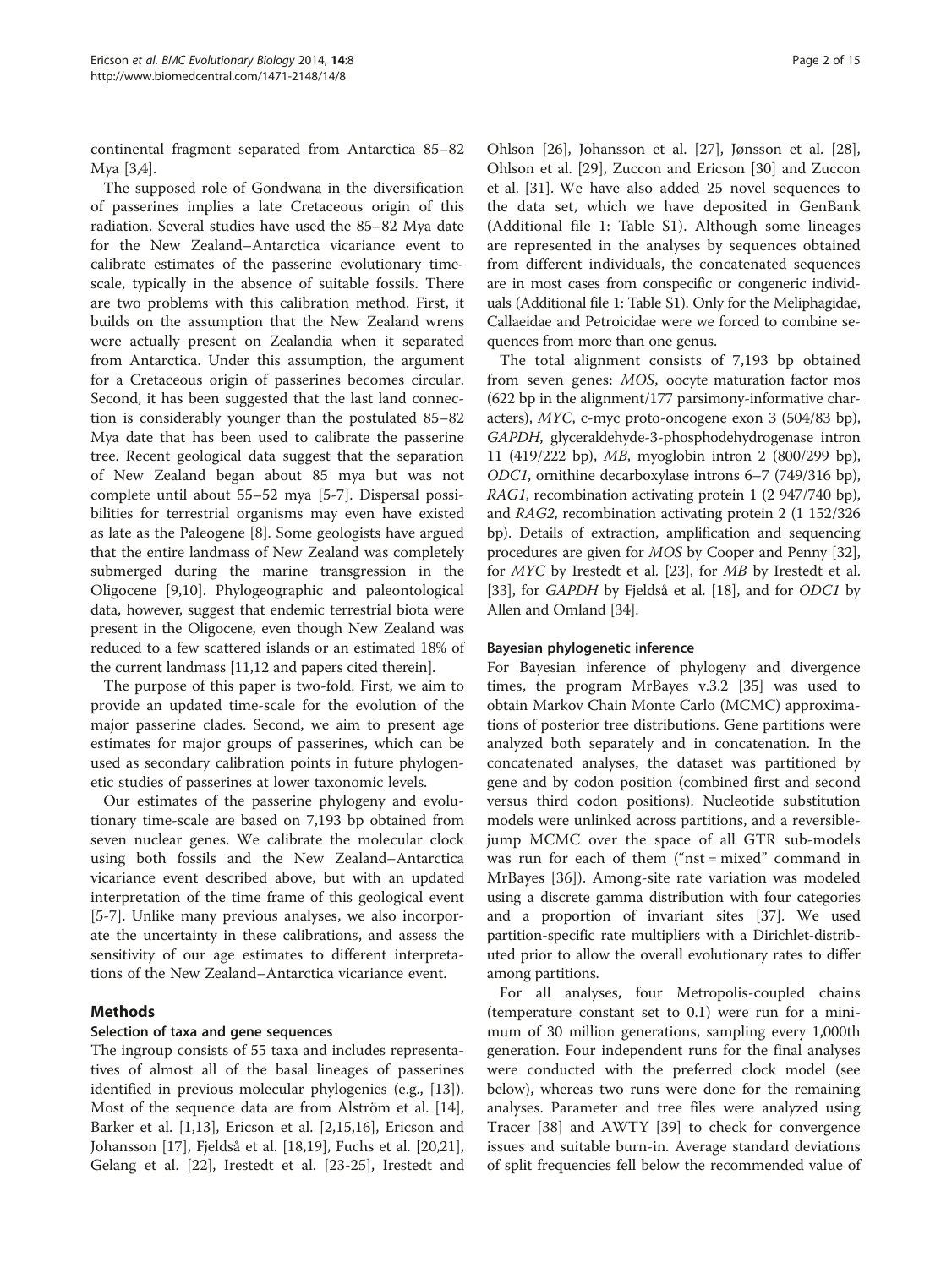continental fragment separated from Antarctica 85–82 Mya [3,4].

The supposed role of Gondwana in the diversification of passerines implies a late Cretaceous origin of this radiation. Several studies have used the 85–82 Mya date for the New Zealand–Antarctica vicariance event to calibrate estimates of the passerine evolutionary timescale, typically in the absence of suitable fossils. There are two problems with this calibration method. First, it builds on the assumption that the New Zealand wrens were actually present on Zealandia when it separated from Antarctica. Under this assumption, the argument for a Cretaceous origin of passerines becomes circular. Second, it has been suggested that the last land connection is considerably younger than the postulated 85–82 Mya date that has been used to calibrate the passerine tree. Recent geological data suggest that the separation of New Zealand began about 85 mya but was not complete until about 55–52 mya [5-7]. Dispersal possibilities for terrestrial organisms may even have existed as late as the Paleogene [8]. Some geologists have argued that the entire landmass of New Zealand was completely submerged during the marine transgression in the Oligocene [9,10]. Phylogeographic and paleontological data, however, suggest that endemic terrestrial biota were present in the Oligocene, even though New Zealand was reduced to a few scattered islands or an estimated 18% of the current landmass [11,12 and papers cited therein].

The purpose of this paper is two-fold. First, we aim to provide an updated time-scale for the evolution of the major passerine clades. Second, we aim to present age estimates for major groups of passerines, which can be used as secondary calibration points in future phylogenetic studies of passerines at lower taxonomic levels.

Our estimates of the passerine phylogeny and evolutionary time-scale are based on 7,193 bp obtained from seven nuclear genes. We calibrate the molecular clock using both fossils and the New Zealand–Antarctica vicariance event described above, but with an updated interpretation of the time frame of this geological event [5-7]. Unlike many previous analyses, we also incorporate the uncertainty in these calibrations, and assess the sensitivity of our age estimates to different interpretations of the New Zealand–Antarctica vicariance event.

## Methods

### Selection of taxa and gene sequences

The ingroup consists of 55 taxa and includes representatives of almost all of the basal lineages of passerines identified in previous molecular phylogenies (e.g., [13]). Most of the sequence data are from Alström et al. [14], Barker et al. [1,13], Ericson et al. [2,15,16], Ericson and Johansson [17], Fjeldså et al. [18,19], Fuchs et al. [20,21], Gelang et al. [22], Irestedt et al. [23-25], Irestedt and Ohlson [26], Johansson et al. [27], Jønsson et al. [28], Ohlson et al. [29], Zuccon and Ericson [30] and Zuccon et al. [31]. We have also added 25 novel sequences to the data set, which we have deposited in GenBank (Additional file 1: Table S1). Although some lineages are represented in the analyses by sequences obtained from different individuals, the concatenated sequences are in most cases from conspecific or congeneric individuals (Additional file 1: Table S1). Only for the Meliphagidae, Callaeidae and Petroicidae were we forced to combine sequences from more than one genus.

The total alignment consists of 7,193 bp obtained from seven genes: *MOS*, oocyte maturation factor mos (622 bp in the alignment/177 parsimony-informative characters), *MYC*, c-myc proto-oncogene exon 3 (504/83 bp), *GAPDH*, glyceraldehyde-3-phosphodehydrogenase intron 11 (419/222 bp), *MB*, myoglobin intron 2 (800/299 bp), *ODC1*, ornithine decarboxylase introns 6–7 (749/316 bp), *RAG1*, recombination activating protein 1 (2 947/740 bp), and *RAG2*, recombination activating protein 2 (1 152/326 bp). Details of extraction, amplification and sequencing procedures are given for *MOS* by Cooper and Penny [32], for *MYC* by Irestedt et al. [23], for *MB* by Irestedt et al. [33], for *GAPDH* by Fjeldså et al. [18], and for *ODC1* by Allen and Omland [34].

### Bayesian phylogenetic inference

For Bayesian inference of phylogeny and divergence times, the program MrBayes v.3.2 [35] was used to obtain Markov Chain Monte Carlo (MCMC) approximations of posterior tree distributions. Gene partitions were analyzed both separately and in concatenation. In the concatenated analyses, the dataset was partitioned by gene and by codon position (combined first and second versus third codon positions). Nucleotide substitution models were unlinked across partitions, and a reversible-jump MCMC over the space of all GTR sub-models was run for each of them ("nst = mixed" command in MrBayes [36]). Among-site rate variation was modeled using a discrete gamma distribution with four categories and a proportion of invariant sites [37]. We used partition-specific rate multipliers with a Dirichlet-distributed prior to allow the overall evolutionary rates to differ among partitions.

For all analyses, four Metropolis-coupled chains (temperature constant set to 0.1) were run for a minimum of 30 million generations, sampling every 1,000th generation. Four independent runs for the final analyses were conducted with the preferred clock model (see below), whereas two runs were done for the remaining analyses. Parameter and tree files were analyzed using Tracer [38] and AWTY [39] to check for convergence issues and suitable burn-in. Average standard deviations of split frequencies fell below the recommended value of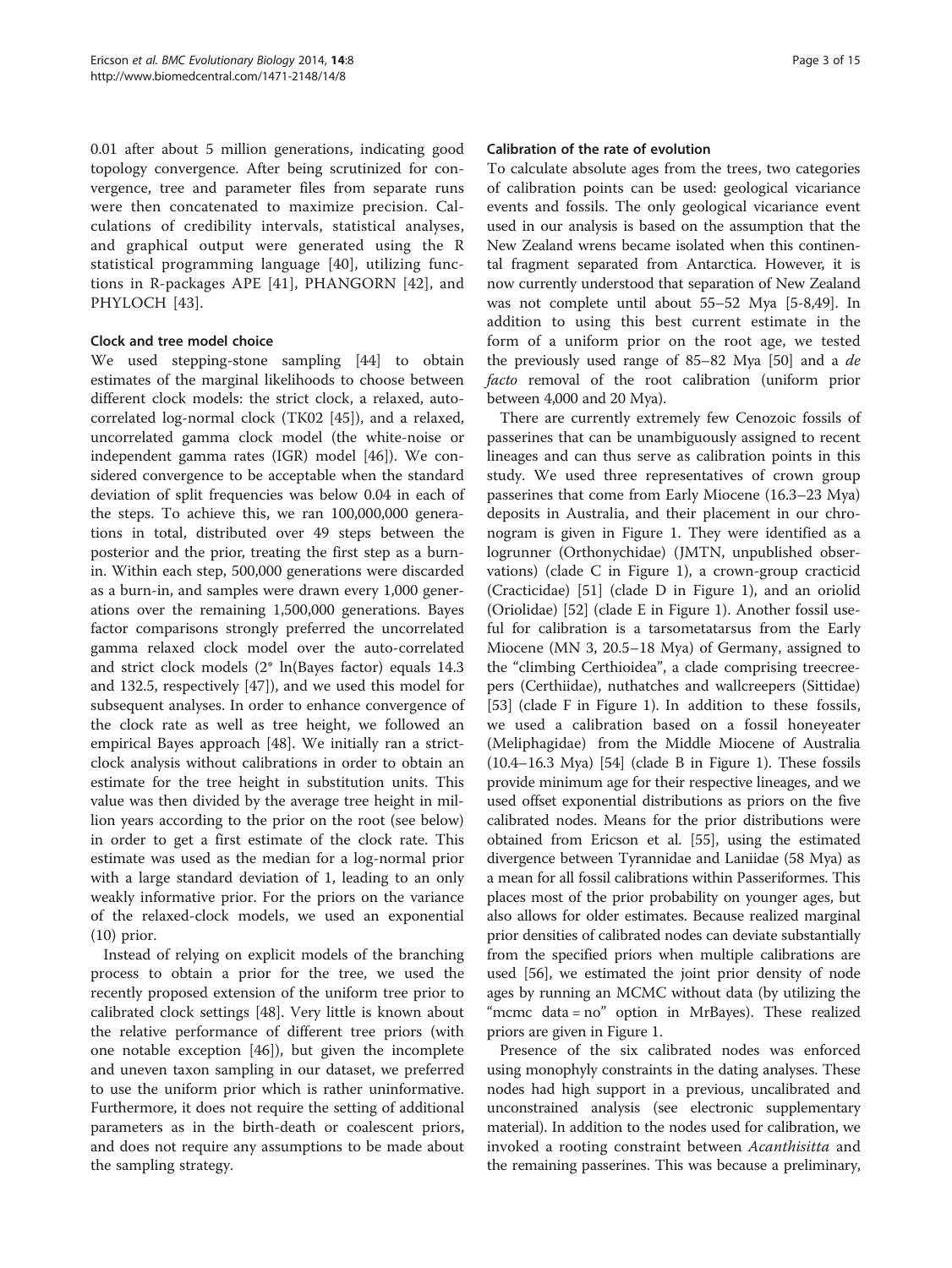0.01 after about 5 million generations, indicating good topology convergence. After being scrutinized for convergence, tree and parameter files from separate runs were then concatenated to maximize precision. Calculations of credibility intervals, statistical analyses, and graphical output were generated using the R statistical programming language [40], utilizing functions in R-packages APE [41], PHANGORN [42], and PHYLOCH [43].

### Clock and tree model choice

We used stepping-stone sampling [44] to obtain estimates of the marginal likelihoods to choose between different clock models: the strict clock, a relaxed, autocorrelated log-normal clock (TK02 [45]), and a relaxed, uncorrelated gamma clock model (the white-noise or independent gamma rates (IGR) model [46]). We considered convergence to be acceptable when the standard deviation of split frequencies was below 0.04 in each of the steps. To achieve this, we ran 100,000,000 generations in total, distributed over 49 steps between the posterior and the prior, treating the first step as a burn-in. Within each step, 500,000 generations were discarded as a burn-in, and samples were drawn every 1,000 generations over the remaining 1,500,000 generations. Bayes factor comparisons strongly preferred the uncorrelated gamma relaxed clock model over the auto-correlated and strict clock models (2* ln(Bayes factor) equals 14.3 and 132.5, respectively [47]), and we used this model for subsequent analyses. In order to enhance convergence of the clock rate as well as tree height, we followed an empirical Bayes approach [48]. We initially ran a strict-clock analysis without calibrations in order to obtain an estimate for the tree height in substitution units. This value was then divided by the average tree height in million years according to the prior on the root (see below) in order to get a first estimate of the clock rate. This estimate was used as the median for a log-normal prior with a large standard deviation of 1, leading to an only weakly informative prior. For the priors on the variance of the relaxed-clock models, we used an exponential (10) prior.

Instead of relying on explicit models of the branching process to obtain a prior for the tree, we used the recently proposed extension of the uniform tree prior to calibrated clock settings [48]. Very little is known about the relative performance of different tree priors (with one notable exception [46]), but given the incomplete and uneven taxon sampling in our dataset, we preferred to use the uniform prior which is rather uninformative. Furthermore, it does not require the setting of additional parameters as in the birth-death or coalescent priors, and does not require any assumptions to be made about the sampling strategy.

### Calibration of the rate of evolution

To calculate absolute ages from the trees, two categories of calibration points can be used: geological vicariance events and fossils. The only geological vicariance event used in our analysis is based on the assumption that the New Zealand wrens became isolated when this continental fragment separated from Antarctica. However, it is now currently understood that separation of New Zealand was not complete until about 55–52 Mya [5-8,49]. In addition to using this best current estimate in the form of a uniform prior on the root age, we tested the previously used range of 85–82 Mya [50] and a *de facto* removal of the root calibration (uniform prior between 4,000 and 20 Mya).

There are currently extremely few Cenozoic fossils of passerines that can be unambiguously assigned to recent lineages and can thus serve as calibration points in this study. We used three representatives of crown group passerines that come from Early Miocene (16.3–23 Mya) deposits in Australia, and their placement in our chronogram is given in Figure 1. They were identified as a logrunner (Orthonychidae) (JMTN, unpublished observations) (clade C in Figure 1), a crown-group cracticid (Cracticidae) [51] (clade D in Figure 1), and an oriolid (Oriolidae) [52] (clade E in Figure 1). Another fossil useful for calibration is a tarsometatarsus from the Early Miocene (MN 3, 20.5–18 Mya) of Germany, assigned to the "climbing Certhioidea", a clade comprising treecreepers (Certhiidae), nuthatches and wallcreepers (Sittidae) [53] (clade F in Figure 1). In addition to these fossils, we used a calibration based on a fossil honeyeater (Meliphagidae) from the Middle Miocene of Australia (10.4–16.3 Mya) [54] (clade B in Figure 1). These fossils provide minimum age for their respective lineages, and we used offset exponential distributions as priors on the five calibrated nodes. Means for the prior distributions were obtained from Ericson et al. [55], using the estimated divergence between Tyrannidae and Laniidae (58 Mya) as a mean for all fossil calibrations within Passeriformes. This places most of the prior probability on younger ages, but also allows for older estimates. Because realized marginal prior densities of calibrated nodes can deviate substantially from the specified priors when multiple calibrations are used [56], we estimated the joint prior density of node ages by running an MCMC without data (by utilizing the "mcmc data = no" option in MrBayes). These realized priors are given in Figure 1.

Presence of the six calibrated nodes was enforced using monophyly constraints in the dating analyses. These nodes had high support in a previous, uncalibrated and unconstrained analysis (see electronic supplementary material). In addition to the nodes used for calibration, we invoked a rooting constraint between *Acanthisitta* and the remaining passerines. This was because a preliminary,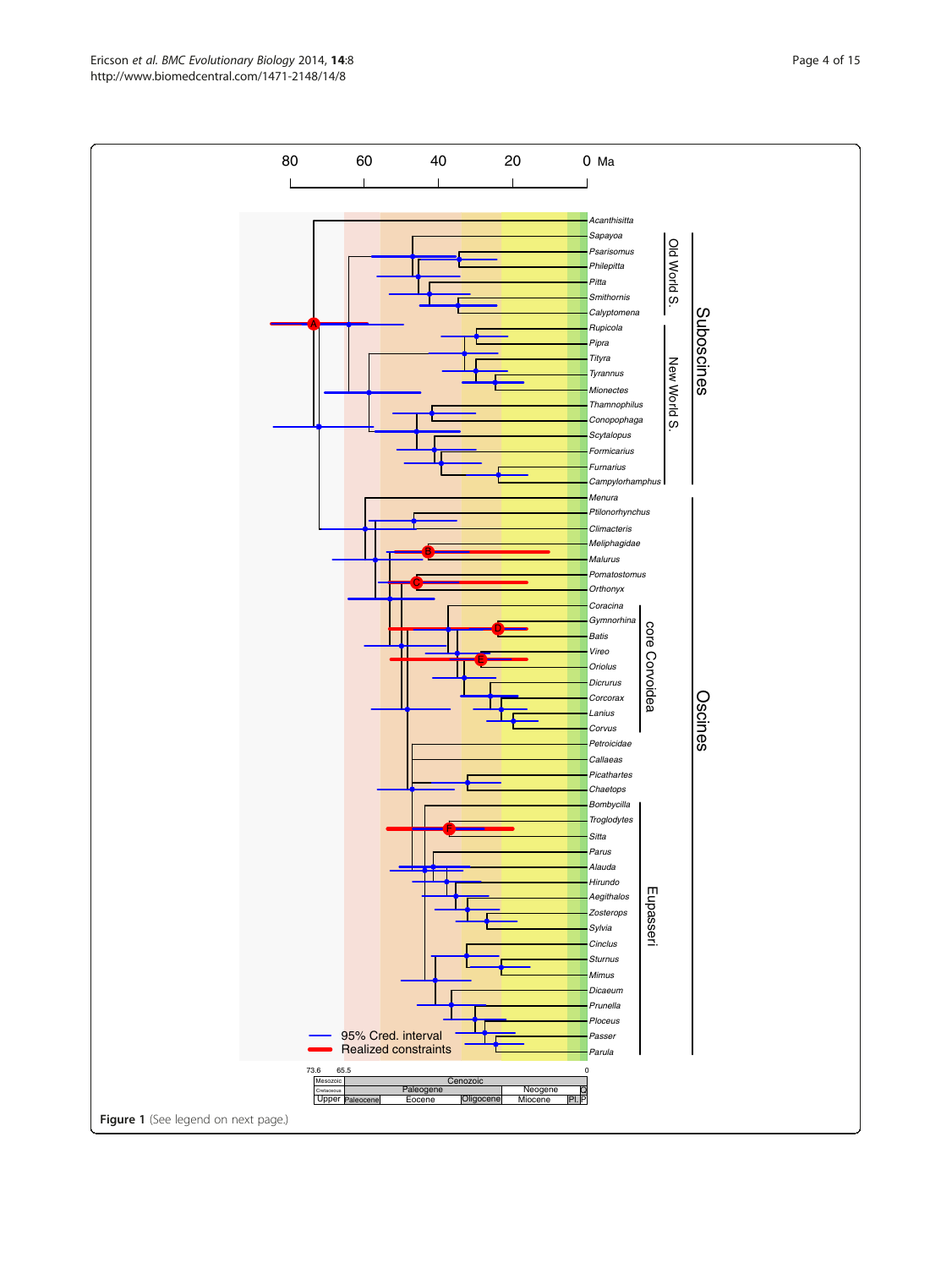Figure 1 (See legend on next page.)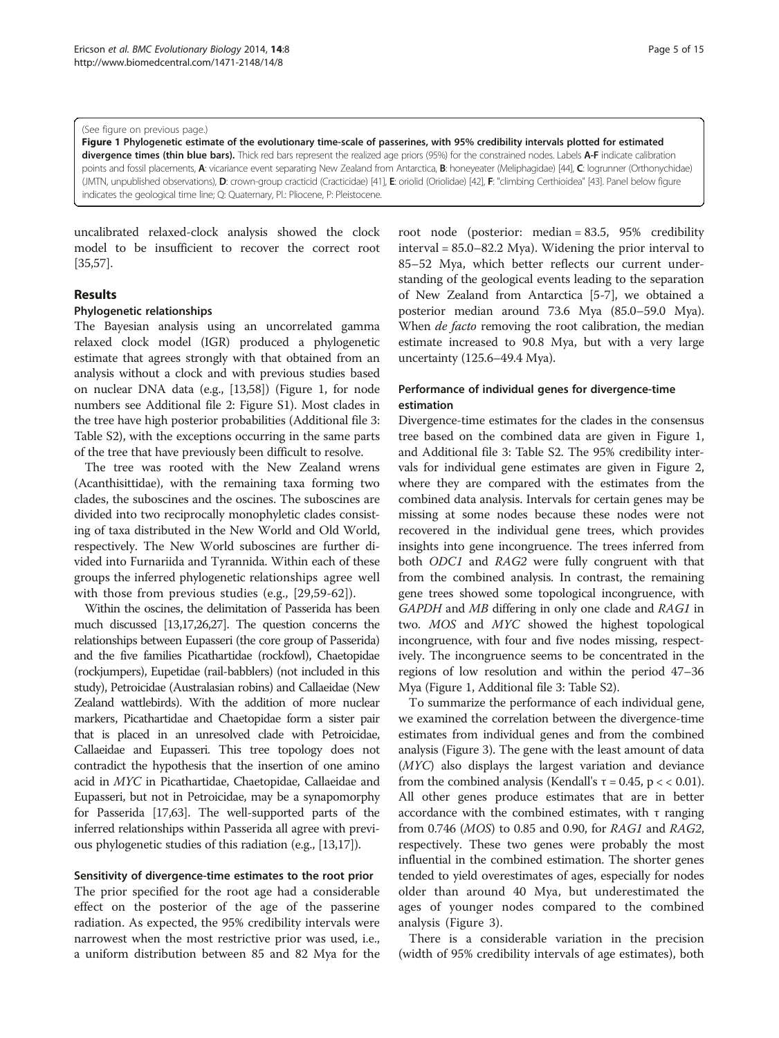(See figure on previous page.)

**Figure 1 Phylogenetic estimate of the evolutionary time-scale of passerines, with 95% credibility intervals plotted for estimated divergence times (thin blue bars).** Thick red bars represent the realized age priors (95%) for the constrained nodes. Labels **A-F** indicate calibration points and fossil placements, **A**: vicariance event separating New Zealand from Antarctica, **B**: honeyeater (Meliphagidae) [44], **C**: logrunner (Orthonychidae) (JMTN, unpublished observations), **D**: crown-group cracticid (Cracticidae) [41], **E**: oriolid (Oriolidae) [42], **F**: "climbing Certhioidea" [43]. Panel below figure indicates the geological time line; Q: Quaternary, Pl.: Pliocene, P: Pleistocene.

uncalibrated relaxed-clock analysis showed the clock model to be insufficient to recover the correct root [35,57].

## Results

### Phylogenetic relationships

The Bayesian analysis using an uncorrelated gamma relaxed clock model (IGR) produced a phylogenetic estimate that agrees strongly with that obtained from an analysis without a clock and with previous studies based on nuclear DNA data (e.g., [13,58]) (Figure 1, for node numbers see Additional file 2: Figure S1). Most clades in the tree have high posterior probabilities (Additional file 3: Table S2), with the exceptions occurring in the same parts of the tree that have previously been difficult to resolve.

The tree was rooted with the New Zealand wrens (Acanthisittidae), with the remaining taxa forming two clades, the suboscines and the oscines. The suboscines are divided into two reciprocally monophyletic clades consisting of taxa distributed in the New World and Old World, respectively. The New World suboscines are further divided into Furnariida and Tyrannida. Within each of these groups the inferred phylogenetic relationships agree well with those from previous studies (e.g., [29,59-62]).

Within the oscines, the delimitation of Passerida has been much discussed [13,17,26,27]. The question concerns the relationships between Eupasseri (the core group of Passerida) and the five families Picathartidae (rockfowl), Chaetopidae (rockjumpers), Eupetidae (rail-babblers) (not included in this study), Petroicidae (Australasian robins) and Callaeidae (New Zealand wattlebirds). With the addition of more nuclear markers, Picathartidae and Chaetopidae form a sister pair that is placed in an unresolved clade with Petroicidae, Callaeidae and Eupasseri. This tree topology does not contradict the hypothesis that the insertion of one amino acid in *MYC* in Picathartidae, Chaetopidae, Callaeidae and Eupasseri, but not in Petroicidae, may be a synapomorphy for Passerida [17,63]. The well-supported parts of the inferred relationships within Passerida all agree with previous phylogenetic studies of this radiation (e.g., [13,17]).

### Sensitivity of divergence-time estimates to the root prior

The prior specified for the root age had a considerable effect on the posterior of the age of the passerine radiation. As expected, the 95% credibility intervals were narrowest when the most restrictive prior was used, i.e., a uniform distribution between 85 and 82 Mya for the root node (posterior: median = 83.5, 95% credibility interval = 85.0–82.2 Mya). Widening the prior interval to 85–52 Mya, which better reflects our current understanding of the geological events leading to the separation of New Zealand from Antarctica [5-7], we obtained a posterior median around 73.6 Mya (85.0–59.0 Mya). When *de facto* removing the root calibration, the median estimate increased to 90.8 Mya, but with a very large uncertainty (125.6–49.4 Mya).

### Performance of individual genes for divergence-time estimation

Divergence-time estimates for the clades in the consensus tree based on the combined data are given in Figure 1, and Additional file 3: Table S2. The 95% credibility intervals for individual gene estimates are given in Figure 2, where they are compared with the estimates from the combined data analysis. Intervals for certain genes may be missing at some nodes because these nodes were not recovered in the individual gene trees, which provides insights into gene incongruence. The trees inferred from both *ODC1* and *RAG2* were fully congruent with that from the combined analysis. In contrast, the remaining gene trees showed some topological incongruence, with *GAPDH* and *MB* differing in only one clade and *RAG1* in two. *MOS* and *MYC* showed the highest topological incongruence, with four and five nodes missing, respectively. The incongruence seems to be concentrated in the regions of low resolution and within the period 47–36 Mya (Figure 1, Additional file 3: Table S2).

To summarize the performance of each individual gene, we examined the correlation between the divergence-time estimates from individual genes and from the combined analysis (Figure 3). The gene with the least amount of data (*MYC*) also displays the largest variation and deviance from the combined analysis (Kendall's $\tau = 0.45$, $p << 0.01$). All other genes produce estimates that are in better accordance with the combined estimates, with $\tau$ ranging from 0.746 (*MOS*) to 0.85 and 0.90, for *RAG1* and *RAG2*, respectively. These two genes were probably the most influential in the combined estimation. The shorter genes tended to yield overestimates of ages, especially for nodes older than around 40 Mya, but underestimated the ages of younger nodes compared to the combined analysis (Figure 3).

There is a considerable variation in the precision (width of 95% credibility intervals of age estimates), both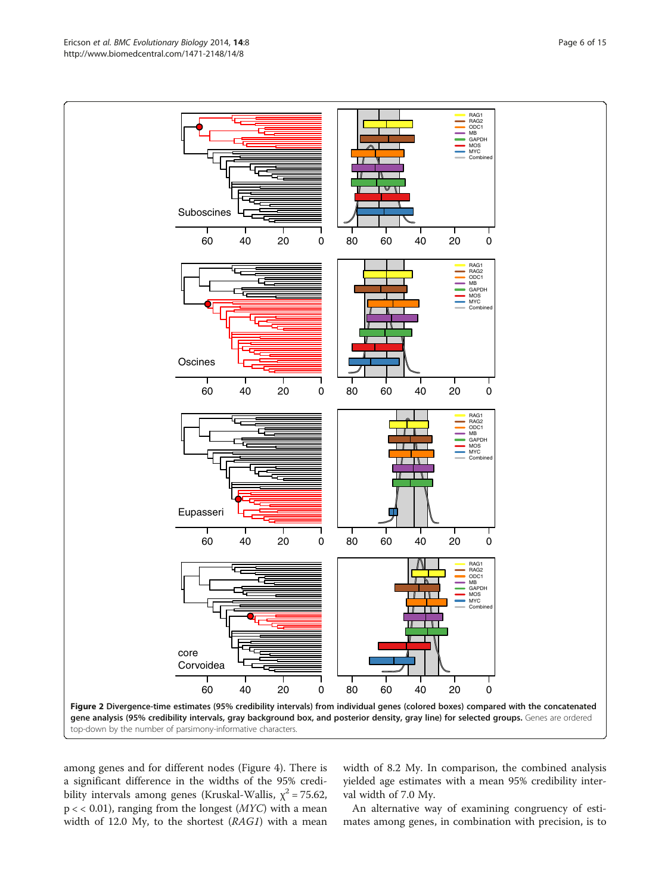**Figure 2 Divergence-time estimates (95% credibility intervals) from individual genes (colored boxes) compared with the concatenated gene analysis (95% credibility intervals, gray background box, and posterior density, gray line) for selected groups.** Genes are ordered top-down by the number of parsimony-informative characters.

among genes and for different nodes (Figure 4). There is a significant difference in the widths of the 95% credibility intervals among genes (Kruskal-Wallis, $\chi^2 = 75.62$, $p << 0.01$), ranging from the longest (*MYC*) with a mean width of 12.0 My, to the shortest (*RAG1*) with a mean width of 8.2 My. In comparison, the combined analysis yielded age estimates with a mean 95% credibility interval width of 7.0 My.

An alternative way of examining congruency of estimates among genes, in combination with precision, is to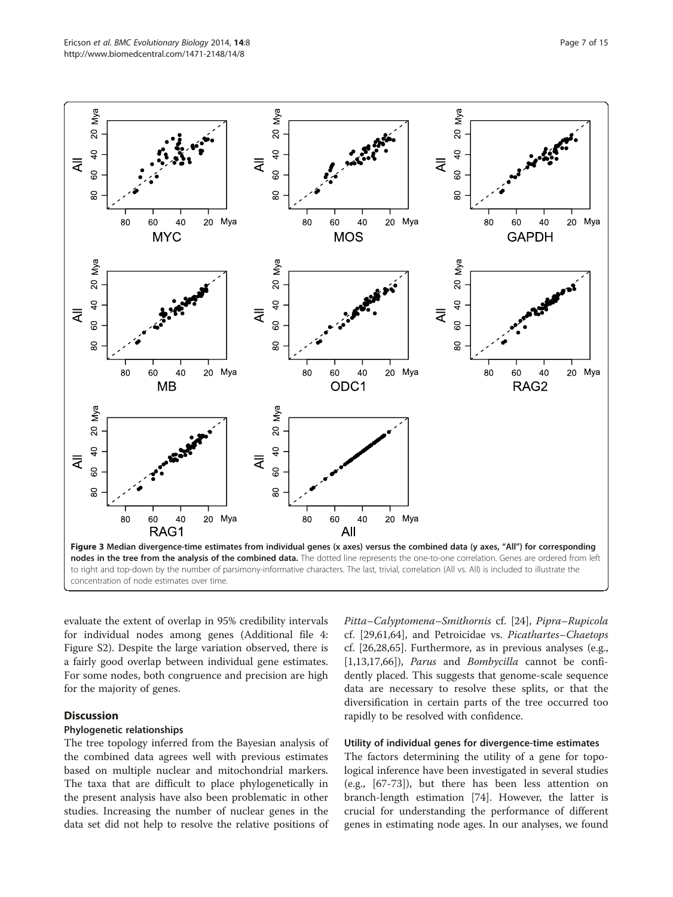**Figure 3 Median divergence-time estimates from individual genes (x axes) versus the combined data (y axes, "All") for corresponding nodes in the tree from the analysis of the combined data.** The dotted line represents the one-to-one correlation. Genes are ordered from left to right and top-down by the number of parsimony-informative characters. The last, trivial, correlation (All vs. All) is included to illustrate the concentration of node estimates over time.

evaluate the extent of overlap in 95% credibility intervals for individual nodes among genes (Additional file 4: Figure S2). Despite the large variation observed, there is a fairly good overlap between individual gene estimates. For some nodes, both congruence and precision are high for the majority of genes.

## Discussion

### Phylogenetic relationships

The tree topology inferred from the Bayesian analysis of the combined data agrees well with previous estimates based on multiple nuclear and mitochondrial markers. The taxa that are difficult to place phylogenetically in the present analysis have also been problematic in other studies. Increasing the number of nuclear genes in the data set did not help to resolve the relative positions of *Pitta*–*Calyptomena*–*Smithornis* cf. [24], *Pipra*–*Rupicola* cf. [29,61,64], and Petroicidae vs. *Picathartes*–*Chaetops* cf. [26,28,65]. Furthermore, as in previous analyses (e.g., [1,13,17,66]), *Parus* and *Bombycilla* cannot be confidently placed. This suggests that genome-scale sequence data are necessary to resolve these splits, or that the diversification in certain parts of the tree occurred too rapidly to be resolved with confidence.

### Utility of individual genes for divergence-time estimates

The factors determining the utility of a gene for topological inference have been investigated in several studies (e.g., [67-73]), but there has been less attention on branch-length estimation [74]. However, the latter is crucial for understanding the performance of different genes in estimating node ages. In our analyses, we found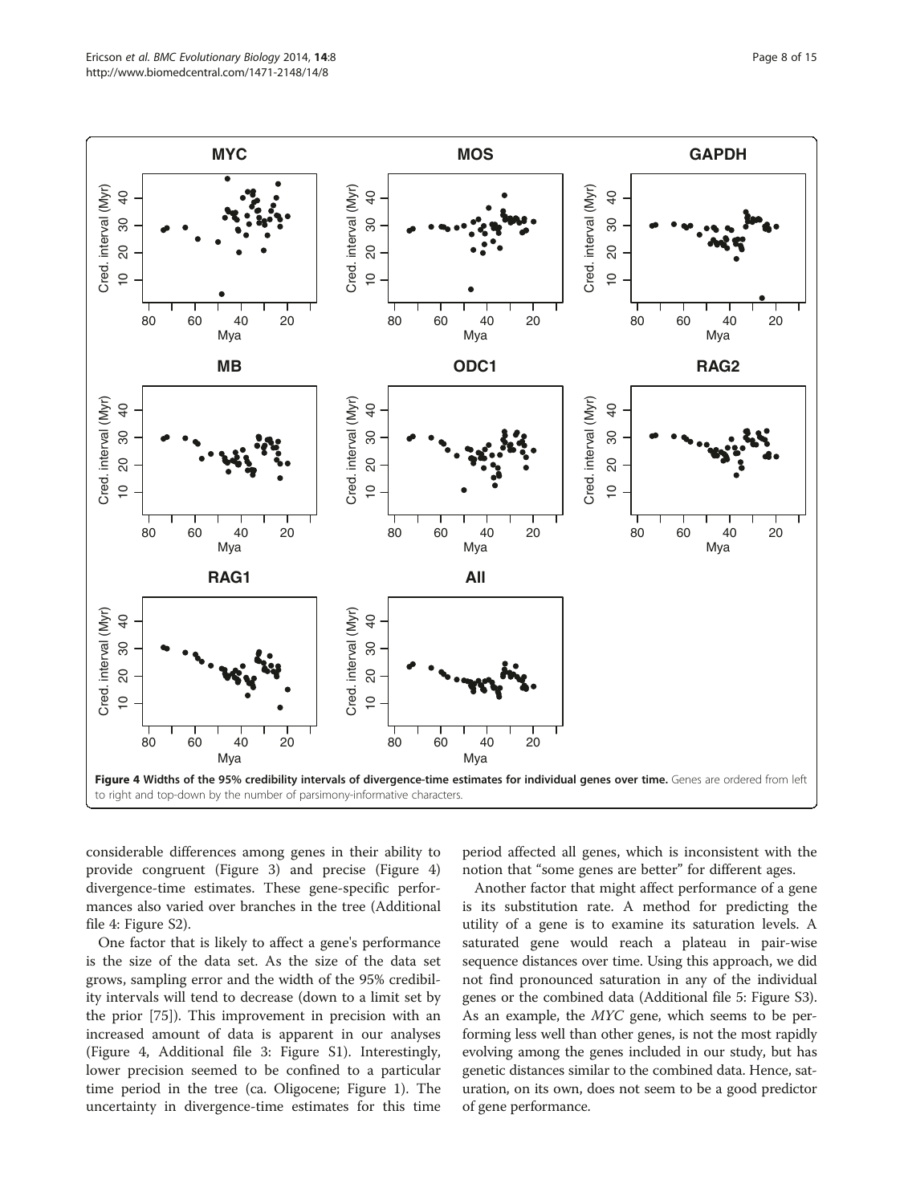**Figure 4 Widths of the 95% credibility intervals of divergence-time estimates for individual genes over time.** Genes are ordered from left to right and top-down by the number of parsimony-informative characters.

considerable differences among genes in their ability to provide congruent (Figure 3) and precise (Figure 4) divergence-time estimates. These gene-specific performances also varied over branches in the tree (Additional file 4: Figure S2).

One factor that is likely to affect a gene's performance is the size of the data set. As the size of the data set grows, sampling error and the width of the 95% credibility intervals will tend to decrease (down to a limit set by the prior [75]). This improvement in precision with an increased amount of data is apparent in our analyses (Figure 4, Additional file 3: Figure S1). Interestingly, lower precision seemed to be confined to a particular time period in the tree (ca. Oligocene; Figure 1). The uncertainty in divergence-time estimates for this time period affected all genes, which is inconsistent with the notion that "some genes are better" for different ages.

Another factor that might affect performance of a gene is its substitution rate. A method for predicting the utility of a gene is to examine its saturation levels. A saturated gene would reach a plateau in pair-wise sequence distances over time. Using this approach, we did not find pronounced saturation in any of the individual genes or the combined data (Additional file 5: Figure S3). As an example, the *MYC* gene, which seems to be performing less well than other genes, is not the most rapidly evolving among the genes included in our study, but has genetic distances similar to the combined data. Hence, saturation, on its own, does not seem to be a good predictor of gene performance.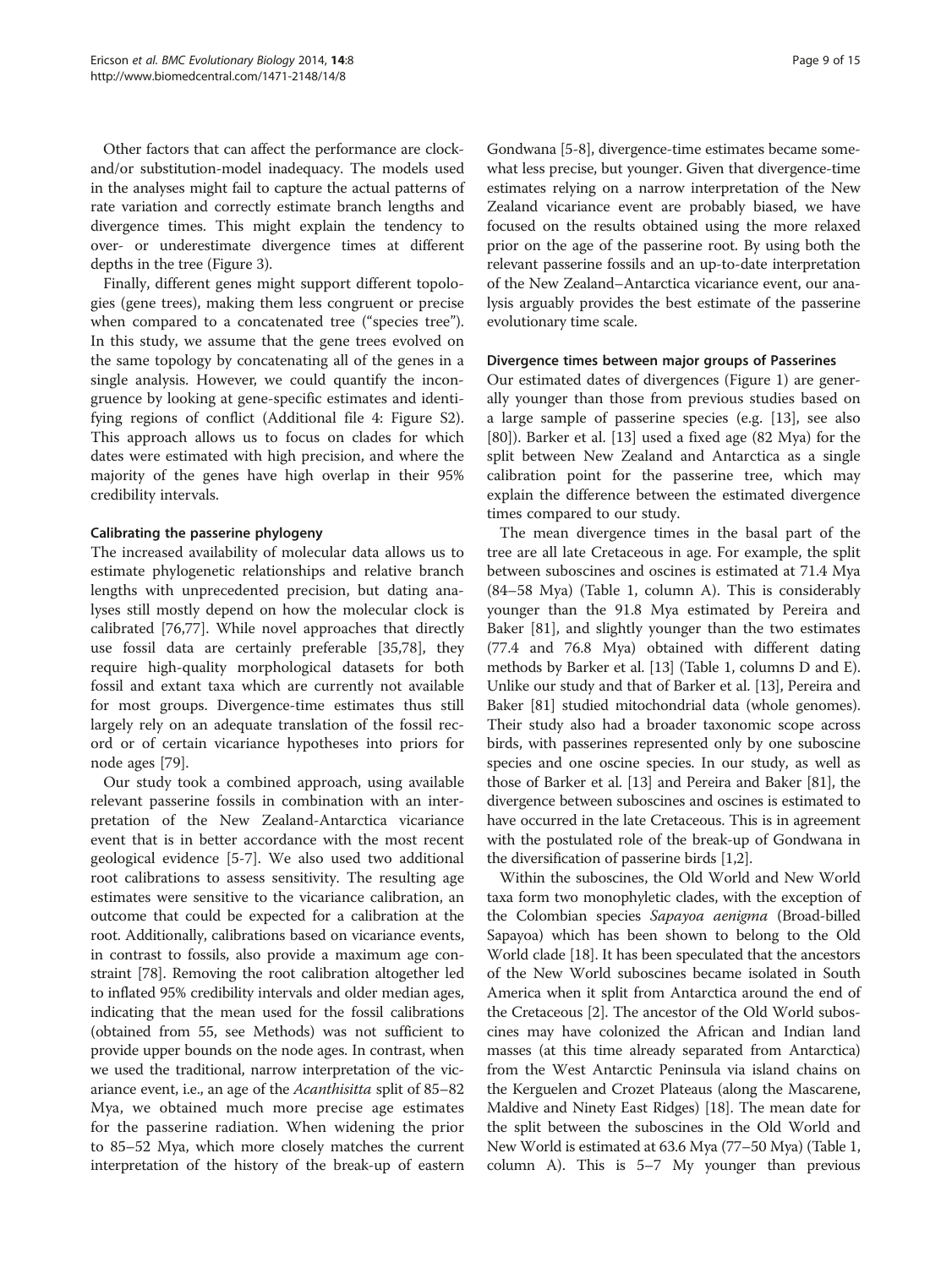Other factors that can affect the performance are clock- and/or substitution-model inadequacy. The models used in the analyses might fail to capture the actual patterns of rate variation and correctly estimate branch lengths and divergence times. This might explain the tendency to over- or underestimate divergence times at different depths in the tree (Figure 3).

Finally, different genes might support different topologies (gene trees), making them less congruent or precise when compared to a concatenated tree ("species tree"). In this study, we assume that the gene trees evolved on the same topology by concatenating all of the genes in a single analysis. However, we could quantify the incongruence by looking at gene-specific estimates and identifying regions of conflict (Additional file 4: Figure S2). This approach allows us to focus on clades for which dates were estimated with high precision, and where the majority of the genes have high overlap in their 95% credibility intervals.

#### Calibrating the passerine phylogeny

The increased availability of molecular data allows us to estimate phylogenetic relationships and relative branch lengths with unprecedented precision, but dating analyses still mostly depend on how the molecular clock is calibrated [76,77]. While novel approaches that directly use fossil data are certainly preferable [35,78], they require high-quality morphological datasets for both fossil and extant taxa which are currently not available for most groups. Divergence-time estimates thus still largely rely on an adequate translation of the fossil record or of certain vicariance hypotheses into priors for node ages [79].

Our study took a combined approach, using available relevant passerine fossils in combination with an interpretation of the New Zealand-Antarctica vicariance event that is in better accordance with the most recent geological evidence [5-7]. We also used two additional root calibrations to assess sensitivity. The resulting age estimates were sensitive to the vicariance calibration, an outcome that could be expected for a calibration at the root. Additionally, calibrations based on vicariance events, in contrast to fossils, also provide a maximum age constraint [78]. Removing the root calibration altogether led to inflated 95% credibility intervals and older median ages, indicating that the mean used for the fossil calibrations (obtained from 55, see Methods) was not sufficient to provide upper bounds on the node ages. In contrast, when we used the traditional, narrow interpretation of the vicariance event, i.e., an age of the *Acanthisitta* split of 85–82 Mya, we obtained much more precise age estimates for the passerine radiation. When widening the prior to 85–52 Mya, which more closely matches the current interpretation of the history of the break-up of eastern Gondwana [5-8], divergence-time estimates became somewhat less precise, but younger. Given that divergence-time estimates relying on a narrow interpretation of the New Zealand vicariance event are probably biased, we have focused on the results obtained using the more relaxed prior on the age of the passerine root. By using both the relevant passerine fossils and an up-to-date interpretation of the New Zealand–Antarctica vicariance event, our analysis arguably provides the best estimate of the passerine evolutionary time scale.

#### Divergence times between major groups of Passerines

Our estimated dates of divergences (Figure 1) are generally younger than those from previous studies based on a large sample of passerine species (e.g. [13], see also [80]). Barker et al. [13] used a fixed age (82 Mya) for the split between New Zealand and Antarctica as a single calibration point for the passerine tree, which may explain the difference between the estimated divergence times compared to our study.

The mean divergence times in the basal part of the tree are all late Cretaceous in age. For example, the split between suboscines and oscines is estimated at 71.4 Mya (84–58 Mya) (Table 1, column A). This is considerably younger than the 91.8 Mya estimated by Pereira and Baker [81], and slightly younger than the two estimates (77.4 and 76.8 Mya) obtained with different dating methods by Barker et al. [13] (Table 1, columns D and E). Unlike our study and that of Barker et al. [13], Pereira and Baker [81] studied mitochondrial data (whole genomes). Their study also had a broader taxonomic scope across birds, with passerines represented only by one suboscine species and one oscine species. In our study, as well as those of Barker et al. [13] and Pereira and Baker [81], the divergence between suboscines and oscines is estimated to have occurred in the late Cretaceous. This is in agreement with the postulated role of the break-up of Gondwana in the diversification of passerine birds [1,2].

Within the suboscines, the Old World and New World taxa form two monophyletic clades, with the exception of the Colombian species *Sapayoa aenigma* (Broad-billed Sapayoa) which has been shown to belong to the Old World clade [18]. It has been speculated that the ancestors of the New World suboscines became isolated in South America when it split from Antarctica around the end of the Cretaceous [2]. The ancestor of the Old World suboscines may have colonized the African and Indian land masses (at this time already separated from Antarctica) from the West Antarctic Peninsula via island chains on the Kerguelen and Crozet Plateaus (along the Mascarene, Maldive and Ninety East Ridges) [18]. The mean date for the split between the suboscines in the Old World and New World is estimated at 63.6 Mya (77–50 Mya) (Table 1, column A). This is 5–7 My younger than previous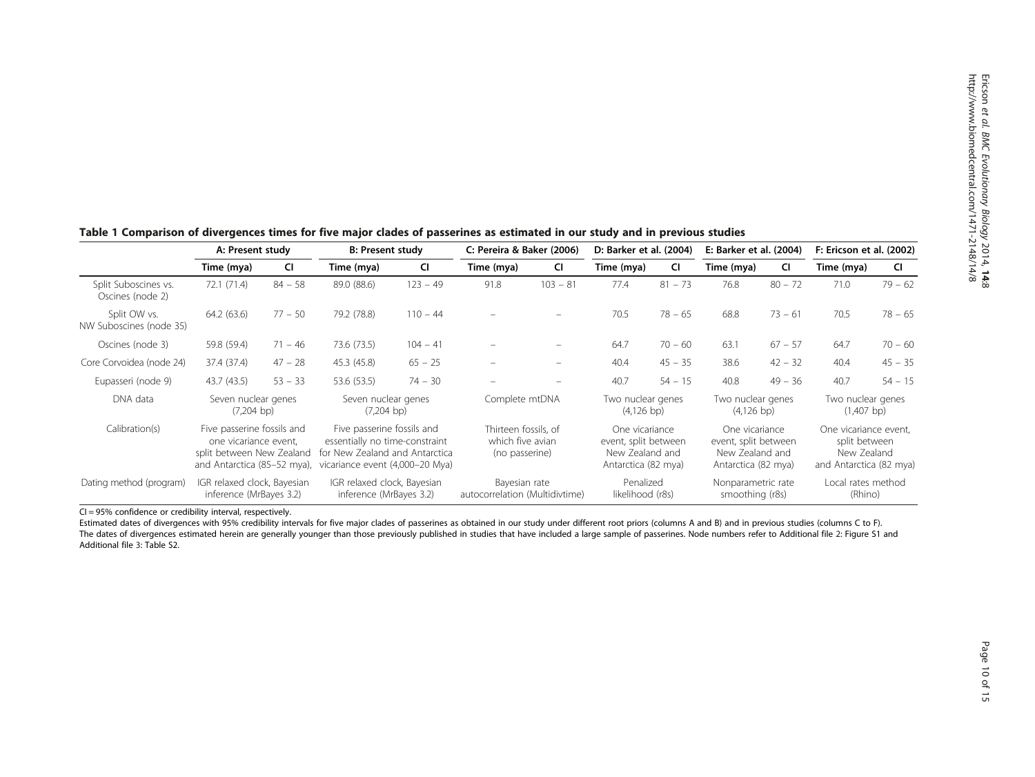**Table 1 Comparison of divergences times for five major clades of passerines as estimated in our study and in previous studies**

| | A: Present study | | B: Present study | | C: Pereira & Baker (2006) | | D: Barker et al. (2004) | | E: Barker et al. (2004) | | F: Ericson et al. (2002) | |
|---|---|---|---|---|---|---|---|---|---|---|---|---|
| | Time (mya) | CI | Time (mya) | CI | Time (mya) | CI | Time (mya) | CI | Time (mya) | CI | Time (mya) | CI |
| Split Suboscines vs. Oscines (node 2) | 72.1 (71.4) | 84 – 58 | 89.0 (88.6) | 123 – 49 | 91.8 | 103 – 81 | 77.4 | 81 – 73 | 76.8 | 80 – 72 | 71.0 | 79 – 62 |
| Split OW vs. NW Suboscines (node 35) | 64.2 (63.6) | 77 – 50 | 79.2 (78.8) | 110 – 44 | – | – | 70.5 | 78 – 65 | 68.8 | 73 – 61 | 70.5 | 78 – 65 |
| Oscines (node 3) | 59.8 (59.4) | 71 – 46 | 73.6 (73.5) | 104 – 41 | – | – | 64.7 | 70 – 60 | 63.1 | 67 – 57 | 64.7 | 70 – 60 |
| Core Corvoidea (node 24) | 37.4 (37.4) | 47 – 28 | 45.3 (45.8) | 65 – 25 | – | – | 40.4 | 45 – 35 | 38.6 | 42 – 32 | 40.4 | 45 – 35 |
| Eupasseri (node 9) | 43.7 (43.5) | 53 – 33 | 53.6 (53.5) | 74 – 30 | – | – | 40.7 | 54 – 15 | 40.8 | 49 – 36 | 40.7 | 54 – 15 |
| DNA data | Seven nuclear genes (7,204 bp) | | Seven nuclear genes (7,204 bp) | | Complete mtDNA | | Two nuclear genes (4,126 bp) | | Two nuclear genes (4,126 bp) | | Two nuclear genes (1,407 bp) | |
| Calibration(s) | Five passerine fossils and one vicariance event, split between New Zealand and Antarctica (85–52 mya), | | Five passerine fossils and essentially no time-constraint for New Zealand and Antarctica vicariance event (4,000–20 Mya) | | Thirteen fossils, of which five avian (no passerine) | | One vicariance event, split between New Zealand and Antarctica (82 mya) | | One vicariance event, split between New Zealand and Antarctica (82 mya) | | One vicariance event, split between New Zealand and Antarctica (82 mya) | |
| Dating method (program) | IGR relaxed clock, Bayesian inference (MrBayes 3.2) | | IGR relaxed clock, Bayesian inference (MrBayes 3.2) | | Bayesian rate autocorrelation (Multidivtime) | | Penalized likelihood (r8s) | | Nonparametric rate smoothing (r8s) | | Local rates method (Rhino) | |

CI = 95% confidence or credibility interval, respectively.

Estimated dates of divergences with 95% credibility intervals for five major clades of passerines as obtained in our study under different root priors (columns A and B) and in previous studies (columns C to F). The dates of divergences estimated herein are generally younger than those previously published in studies that have included a large sample of passerines. Node numbers refer to Additional file 2: Figure S1 and Additional file 3: Table S2.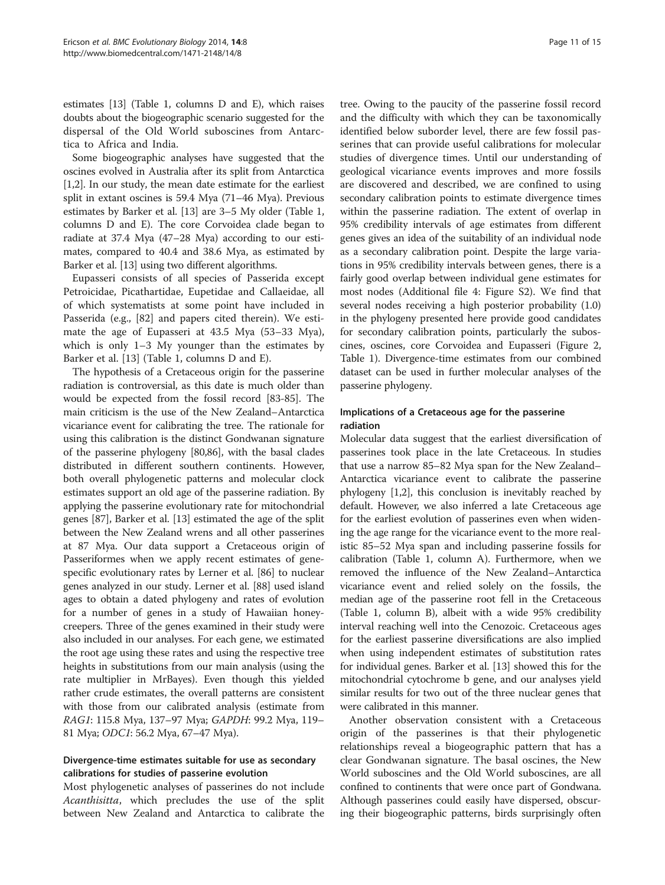estimates [13] (Table 1, columns D and E), which raises doubts about the biogeographic scenario suggested for the dispersal of the Old World suboscines from Antarctica to Africa and India.

Some biogeographic analyses have suggested that the oscines evolved in Australia after its split from Antarctica [1,2]. In our study, the mean date estimate for the earliest split in extant oscines is 59.4 Mya (71–46 Mya). Previous estimates by Barker et al. [13] are 3–5 My older (Table 1, columns D and E). The core Corvoidea clade began to radiate at 37.4 Mya (47–28 Mya) according to our estimates, compared to 40.4 and 38.6 Mya, as estimated by Barker et al. [13] using two different algorithms.

Eupasseri consists of all species of Passerida except Petroicidae, Picathartidae, Eupetidae and Callaeidae, all of which systematists at some point have included in Passerida (e.g., [82] and papers cited therein). We estimate the age of Eupasseri at 43.5 Mya (53–33 Mya), which is only 1–3 My younger than the estimates by Barker et al. [13] (Table 1, columns D and E).

The hypothesis of a Cretaceous origin for the passerine radiation is controversial, as this date is much older than would be expected from the fossil record [83-85]. The main criticism is the use of the New Zealand–Antarctica vicariance event for calibrating the tree. The rationale for using this calibration is the distinct Gondwanan signature of the passerine phylogeny [80,86], with the basal clades distributed in different southern continents. However, both overall phylogenetic patterns and molecular clock estimates support an old age of the passerine radiation. By applying the passerine evolutionary rate for mitochondrial genes [87], Barker et al. [13] estimated the age of the split between the New Zealand wrens and all other passerines at 87 Mya. Our data support a Cretaceous origin of Passeriformes when we apply recent estimates of gene-specific evolutionary rates by Lerner et al. [86] to nuclear genes analyzed in our study. Lerner et al. [88] used island ages to obtain a dated phylogeny and rates of evolution for a number of genes in a study of Hawaiian honeycreepers. Three of the genes examined in their study were also included in our analyses. For each gene, we estimated the root age using these rates and using the respective tree heights in substitutions from our main analysis (using the rate multiplier in MrBayes). Even though this yielded rather crude estimates, the overall patterns are consistent with those from our calibrated analysis (estimate from *RAG1*: 115.8 Mya, 137–97 Mya; *GAPDH*: 99.2 Mya, 119–81 Mya; *ODC1*: 56.2 Mya, 67–47 Mya).

### Divergence-time estimates suitable for use as secondary calibrations for studies of passerine evolution

Most phylogenetic analyses of passerines do not include *Acanthisitta*, which precludes the use of the split between New Zealand and Antarctica to calibrate the tree. Owing to the paucity of the passerine fossil record and the difficulty with which they can be taxonomically identified below suborder level, there are few fossil passerines that can provide useful calibrations for molecular studies of divergence times. Until our understanding of geological vicariance events improves and more fossils are discovered and described, we are confined to using secondary calibration points to estimate divergence times within the passerine radiation. The extent of overlap in 95% credibility intervals of age estimates from different genes gives an idea of the suitability of an individual node as a secondary calibration point. Despite the large variations in 95% credibility intervals between genes, there is a fairly good overlap between individual gene estimates for most nodes (Additional file 4: Figure S2). We find that several nodes receiving a high posterior probability (1.0) in the phylogeny presented here provide good candidates for secondary calibration points, particularly the suboscines, oscines, core Corvoidea and Eupasseri (Figure 2, Table 1). Divergence-time estimates from our combined dataset can be used in further molecular analyses of the passerine phylogeny.

### Implications of a Cretaceous age for the passerine radiation

Molecular data suggest that the earliest diversification of passerines took place in the late Cretaceous. In studies that use a narrow 85–82 Mya span for the New Zealand–Antarctica vicariance event to calibrate the passerine phylogeny [1,2], this conclusion is inevitably reached by default. However, we also inferred a late Cretaceous age for the earliest evolution of passerines even when widening the age range for the vicariance event to the more realistic 85–52 Mya span and including passerine fossils for calibration (Table 1, column A). Furthermore, when we removed the influence of the New Zealand–Antarctica vicariance event and relied solely on the fossils, the median age of the passerine root fell in the Cretaceous (Table 1, column B), albeit with a wide 95% credibility interval reaching well into the Cenozoic. Cretaceous ages for the earliest passerine diversifications are also implied when using independent estimates of substitution rates for individual genes. Barker et al. [13] showed this for the mitochondrial cytochrome b gene, and our analyses yield similar results for two out of the three nuclear genes that were calibrated in this manner.

Another observation consistent with a Cretaceous origin of the passerines is that their phylogenetic relationships reveal a biogeographic pattern that has a clear Gondwanan signature. The basal oscines, the New World suboscines and the Old World suboscines, are all confined to continents that were once part of Gondwana. Although passerines could easily have dispersed, obscuring their biogeographic patterns, birds surprisingly often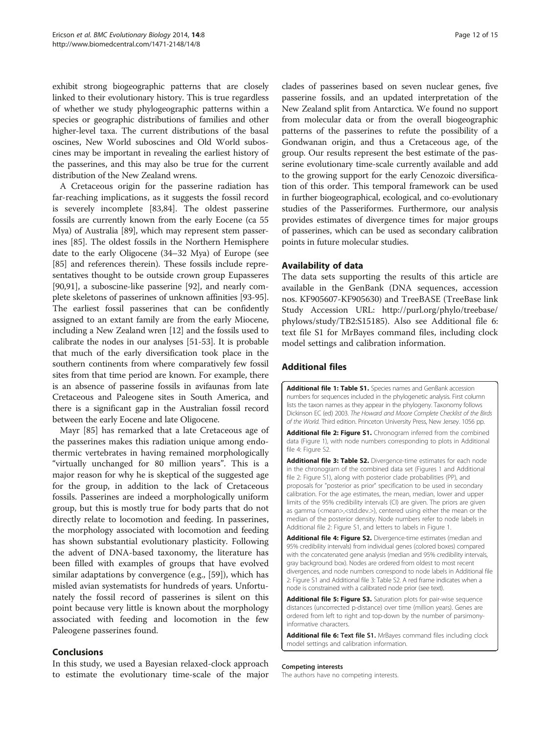exhibit strong biogeographic patterns that are closely linked to their evolutionary history. This is true regardless of whether we study phylogeographic patterns within a species or geographic distributions of families and other higher-level taxa. The current distributions of the basal oscines, New World suboscines and Old World suboscines may be important in revealing the earliest history of the passerines, and this may also be true for the current distribution of the New Zealand wrens.

A Cretaceous origin for the passerine radiation has far-reaching implications, as it suggests the fossil record is severely incomplete [83,84]. The oldest passerine fossils are currently known from the early Eocene (ca 55 Mya) of Australia [89], which may represent stem passerines [85]. The oldest fossils in the Northern Hemisphere date to the early Oligocene (34–32 Mya) of Europe (see [85] and references therein). These fossils include representatives thought to be outside crown group Eupasseres [90,91], a suboscine-like passerine [92], and nearly complete skeletons of passerines of unknown affinities [93-95]. The earliest fossil passerines that can be confidently assigned to an extant family are from the early Miocene, including a New Zealand wren [12] and the fossils used to calibrate the nodes in our analyses [51-53]. It is probable that much of the early diversification took place in the southern continents from where comparatively few fossil sites from that time period are known. For example, there is an absence of passerine fossils in avifaunas from late Cretaceous and Paleogene sites in South America, and there is a significant gap in the Australian fossil record between the early Eocene and late Oligocene.

Mayr [85] has remarked that a late Cretaceous age of the passerines makes this radiation unique among endothermic vertebrates in having remained morphologically "virtually unchanged for 80 million years". This is a major reason for why he is skeptical of the suggested age for the group, in addition to the lack of Cretaceous fossils. Passerines are indeed a morphologically uniform group, but this is mostly true for body parts that do not directly relate to locomotion and feeding. In passerines, the morphology associated with locomotion and feeding has shown substantial evolutionary plasticity. Following the advent of DNA-based taxonomy, the literature has been filled with examples of groups that have evolved similar adaptations by convergence (e.g., [59]), which has misled avian systematists for hundreds of years. Unfortunately the fossil record of passerines is silent on this point because very little is known about the morphology associated with feeding and locomotion in the few Paleogene passerines found.

## Conclusions

In this study, we used a Bayesian relaxed-clock approach to estimate the evolutionary time-scale of the major clades of passerines based on seven nuclear genes, five passerine fossils, and an updated interpretation of the New Zealand split from Antarctica. We found no support from molecular data or from the overall biogeographic patterns of the passerines to refute the possibility of a Gondwanan origin, and thus a Cretaceous age, of the group. Our results represent the best estimate of the passerine evolutionary time-scale currently available and add to the growing support for the early Cenozoic diversification of this order. This temporal framework can be used in further biogeographical, ecological, and co-evolutionary studies of the Passeriformes. Furthermore, our analysis provides estimates of divergence times for major groups of passerines, which can be used as secondary calibration points in future molecular studies.

## Availability of data

The data sets supporting the results of this article are available in the GenBank (DNA sequences, accession nos. KF905607-KF905630) and TreeBASE (TreeBase link Study Accession URL: http://purl.org/phylo/treebase/phylows/study/TB2:S15185). Also see Additional file 6: text file S1 for MrBayes command files, including clock model settings and calibration information.

## Additional files

**Additional file 1: Table S1.** Species names and GenBank accession numbers for sequences included in the phylogenetic analysis. First column lists the taxon names as they appear in the phylogeny. Taxonomy follows Dickinson EC (ed) 2003. *The Howard and Moore Complete Checklist of the Birds of the World*. Third edition. Princeton University Press, New Jersey. 1056 pp.

**Additional file 2: Figure S1.** Chronogram inferred from the combined data (Figure 1), with node numbers corresponding to plots in Additional file 4: Figure S2.

**Additional file 3: Table S2.** Divergence-time estimates for each node in the chronogram of the combined data set (Figures 1 and Additional file 2: Figure S1), along with posterior clade probabilities (PP), and proposals for "posterior as prior" specification to be used in secondary calibration. For the age estimates, the mean, median, lower and upper limits of the 95% credibility intervals (CI) are given. The priors are given as gamma (<mean>,<std.dev.>), centered using either the mean or the median of the posterior density. Node numbers refer to node labels in Additional file 2: Figure S1, and letters to labels in Figure 1.

**Additional file 4: Figure S2.** Divergence-time estimates (median and 95% credibility intervals) from individual genes (colored boxes) compared with the concatenated gene analysis (median and 95% credibility intervals, gray background box). Nodes are ordered from oldest to most recent divergences, and node numbers correspond to node labels in Additional file 2: Figure S1 and Additional file 3: Table S2. A red frame indicates when a node is constrained with a calibrated node prior (see text).

**Additional file 5: Figure S3.** Saturation plots for pair-wise sequence distances (uncorrected p-distance) over time (million years). Genes are ordered from left to right and top-down by the number of parsimony-informative characters.

**Additional file 6: Text file S1.** MrBayes command files including clock model settings and calibration information.

#### Competing interests

The authors have no competing interests.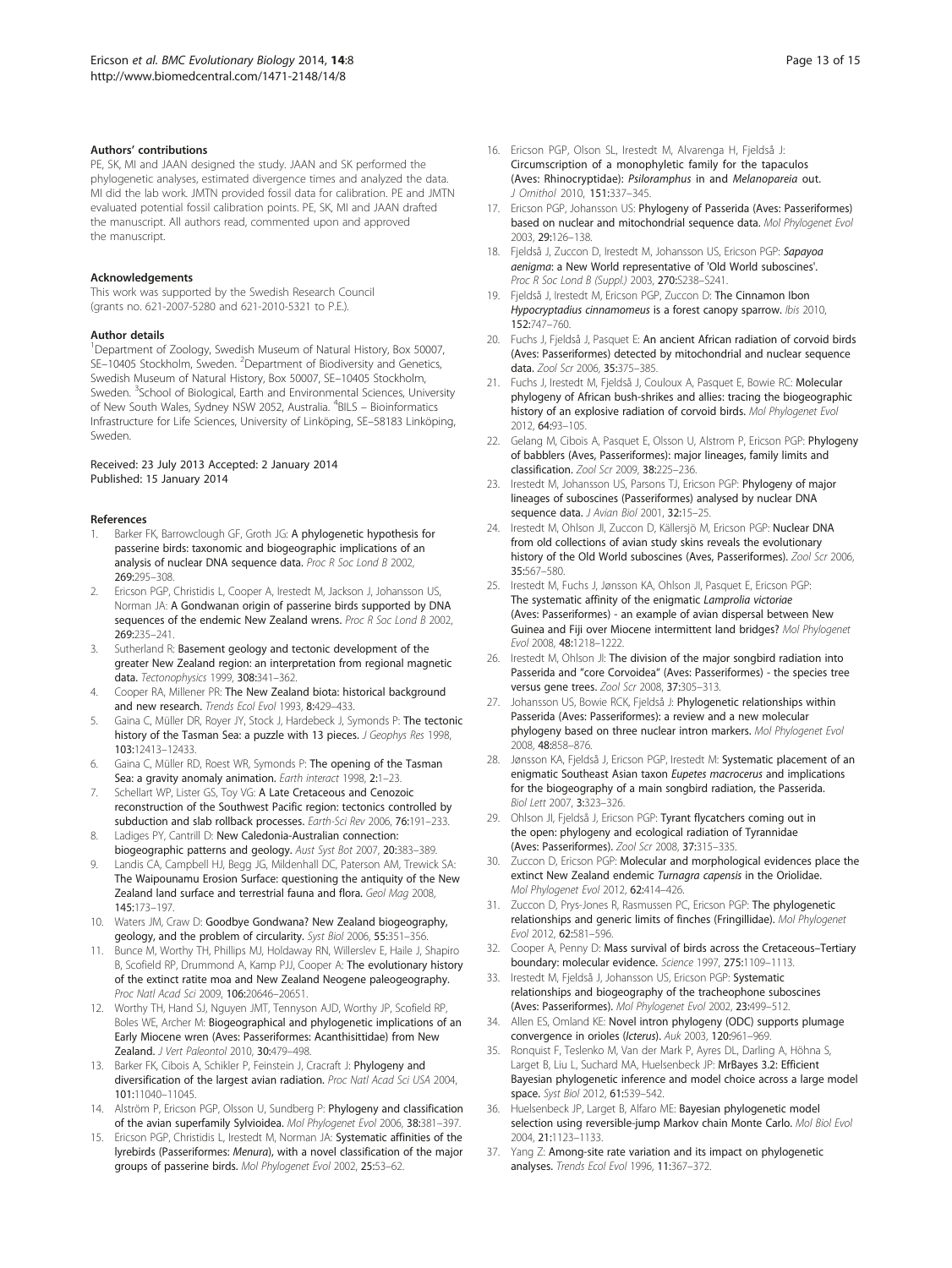### Authors' contributions

PE, SK, MI and JAAN designed the study. JAAN and SK performed the phylogenetic analyses, estimated divergence times and analyzed the data. MI did the lab work. JMTN provided fossil data for calibration. PE and JMTN evaluated potential fossil calibration points. PE, SK, MI and JAAN drafted the manuscript. All authors read, commented upon and approved the manuscript.

### Acknowledgements

This work was supported by the Swedish Research Council (grants no. 621-2007-5280 and 621-2010-5321 to P.E.).

### Author details

[1]Department of Zoology, Swedish Museum of Natural History, Box 50007, SE–10405 Stockholm, Sweden. [2]Department of Biodiversity and Genetics, Swedish Museum of Natural History, Box 50007, SE–10405 Stockholm, Sweden. [3]School of Biological, Earth and Environmental Sciences, University of New South Wales, Sydney NSW 2052, Australia. [4]BILS – Bioinformatics Infrastructure for Life Sciences, University of Linköping, SE–58183 Linköping, Sweden.

Received: 23 July 2013 Accepted: 2 January 2014
Published: 15 January 2014

### References

1. Barker FK, Barrowclough GF, Groth JG: **A phylogenetic hypothesis for passerine birds: taxonomic and biogeographic implications of an analysis of nuclear DNA sequence data.** *Proc R Soc Lond B* 2002, **269:**295–308.
2. Ericson PGP, Christidis L, Cooper A, Irestedt M, Jackson J, Johansson US, Norman JA: **A Gondwanan origin of passerine birds supported by DNA sequences of the endemic New Zealand wrens.** *Proc R Soc Lond B* 2002, **269:**235–241.
3. Sutherland R: **Basement geology and tectonic development of the greater New Zealand region: an interpretation from regional magnetic data.** *Tectonophysics* 1999, **308:**341–362.
4. Cooper RA, Millener PR: **The New Zealand biota: historical background and new research.** *Trends Ecol Evol* 1993, **8:**429–433.
5. Gaina C, Müller DR, Royer JY, Stock J, Hardebeck J, Symonds P: **The tectonic history of the Tasman Sea: a puzzle with 13 pieces.** *J Geophys Res* 1998, **103:**12413–12433.
6. Gaina C, Müller RD, Roest WR, Symonds P: **The opening of the Tasman Sea: a gravity anomaly animation.** *Earth interact* 1998, **2:**1–23.
7. Schellart WP, Lister GS, Toy VG: **A Late Cretaceous and Cenozoic reconstruction of the Southwest Pacific region: tectonics controlled by subduction and slab rollback processes.** *Earth-Sci Rev* 2006, **76:**191–233.
8. Ladiges PY, Cantrill D: **New Caledonia-Australian connection: biogeographic patterns and geology.** *Aust Syst Bot* 2007, **20:**383–389.
9. Landis CA, Campbell HJ, Begg JG, Mildenhall DC, Paterson AM, Trewick SA: **The Waipounamu Erosion Surface: questioning the antiquity of the New Zealand land surface and terrestrial fauna and flora.** *Geol Mag* 2008, **145:**173–197.
10. Waters JM, Craw D: **Goodbye Gondwana? New Zealand biogeography, geology, and the problem of circularity.** *Syst Biol* 2006, **55:**351–356.
11. Bunce M, Worthy TH, Phillips MJ, Holdaway RN, Willerslev E, Haile J, Shapiro B, Scofield RP, Drummond A, Kamp PJJ, Cooper A: **The evolutionary history of the extinct ratite moa and New Zealand Neogene paleogeography.** *Proc Natl Acad Sci* 2009, **106:**20646–20651.
12. Worthy TH, Hand SJ, Nguyen JMT, Tennyson AJD, Worthy JP, Scofield RP, Boles WE, Archer M: **Biogeographical and phylogenetic implications of an Early Miocene wren (Aves: Passeriformes: Acanthisittidae) from New Zealand.** *J Vert Paleontol* 2010, **30:**479–498.
13. Barker FK, Cibois A, Schikler P, Feinstein J, Cracraft J: **Phylogeny and diversification of the largest avian radiation.** *Proc Natl Acad Sci USA* 2004, **101:**11040–11045.
14. Alström P, Ericson PGP, Olsson U, Sundberg P: **Phylogeny and classification of the avian superfamily Sylvioidea.** *Mol Phylogenet Evol* 2006, **38:**381–397.
15. Ericson PGP, Christidis L, Irestedt M, Norman JA: **Systematic affinities of the lyrebirds (Passeriformes: *Menura*), with a novel classification of the major groups of passerine birds.** *Mol Phylogenet Evol* 2002, **25:**53–62.
16. Ericson PGP, Olson SL, Irestedt M, Alvarenga H, Fjeldså J: **Circumscription of a monophyletic family for the tapaculos (Aves: Rhinocryptidae): *Psiloramphus* in and *Melanopareia* out.** *J Ornithol* 2010, **151:**337–345.
17. Ericson PGP, Johansson US: **Phylogeny of Passerida (Aves: Passeriformes) based on nuclear and mitochondrial sequence data.** *Mol Phylogenet Evol* 2003, **29:**126–138.
18. Fjeldså J, Zuccon D, Irestedt M, Johansson US, Ericson PGP: ***Sapayoa aenigma*: a New World representative of 'Old World suboscines'.** *Proc R Soc Lond B (Suppl.)* 2003, **270:**S238–S241.
19. Fjeldså J, Irestedt M, Ericson PGP, Zuccon D: **The Cinnamon Ibon *Hypocryptadius cinnamomeus* is a forest canopy sparrow.** *Ibis* 2010, **152:**747–760.
20. Fuchs J, Fjeldså J, Pasquet E: **An ancient African radiation of corvoid birds (Aves: Passeriformes) detected by mitochondrial and nuclear sequence data.** *Zool Scr* 2006, **35:**375–385.
21. Fuchs J, Irestedt M, Fjeldså J, Couloux A, Pasquet E, Bowie RC: **Molecular phylogeny of African bush-shrikes and allies: tracing the biogeographic history of an explosive radiation of corvoid birds.** *Mol Phylogenet Evol* 2012, **64:**93–105.
22. Gelang M, Cibois A, Pasquet E, Olsson U, Alstrom P, Ericson PGP: **Phylogeny of babblers (Aves, Passeriformes): major lineages, family limits and classification.** *Zool Scr* 2009, **38:**225–236.
23. Irestedt M, Johansson US, Parsons TJ, Ericson PGP: **Phylogeny of major lineages of suboscines (Passeriformes) analysed by nuclear DNA sequence data.** *J Avian Biol* 2001, **32:**15–25.
24. Irestedt M, Ohlson JI, Zuccon D, Källersjö M, Ericson PGP: **Nuclear DNA from old collections of avian study skins reveals the evolutionary history of the Old World suboscines (Aves, Passeriformes).** *Zool Scr* 2006, **35:**567–580.
25. Irestedt M, Fuchs J, Jønsson KA, Ohlson JI, Pasquet E, Ericson PGP: **The systematic affinity of the enigmatic *Lamprolia victoriae* (Aves: Passeriformes) - an example of avian dispersal between New Guinea and Fiji over Miocene intermittent land bridges?** *Mol Phylogenet Evol* 2008, **48:**1218–1222.
26. Irestedt M, Ohlson JI: **The division of the major songbird radiation into Passerida and "core Corvoidea" (Aves: Passeriformes) - the species tree versus gene trees.** *Zool Scr* 2008, **37:**305–313.
27. Johansson US, Bowie RCK, Fjeldså J: **Phylogenetic relationships within Passerida (Aves: Passeriformes): a review and a new molecular phylogeny based on three nuclear intron markers.** *Mol Phylogenet Evol* 2008, **48:**858–876.
28. Jønsson KA, Fjeldså J, Ericson PGP, Irestedt M: **Systematic placement of an enigmatic Southeast Asian taxon *Eupetes macrocerus* and implications for the biogeography of a main songbird radiation, the Passerida.** *Biol Lett* 2007, **3:**323–326.
29. Ohlson JI, Fjeldså J, Ericson PGP: **Tyrant flycatchers coming out in the open: phylogeny and ecological radiation of Tyrannidae (Aves: Passeriformes).** *Zool Scr* 2008, **37:**315–335.
30. Zuccon D, Ericson PGP: **Molecular and morphological evidences place the extinct New Zealand endemic *Turnagra capensis* in the Oriolidae.** *Mol Phylogenet Evol* 2012, **62:**414–426.
31. Zuccon D, Prys-Jones R, Rasmussen PC, Ericson PGP: **The phylogenetic relationships and generic limits of finches (Fringillidae).** *Mol Phylogenet Evol* 2012, **62:**581–596.
32. Cooper A, Penny D: **Mass survival of birds across the Cretaceous–Tertiary boundary: molecular evidence.** *Science* 1997, **275:**1109–1113.
33. Irestedt M, Fjeldså J, Johansson US, Ericson PGP: **Systematic relationships and biogeography of the tracheophone suboscines (Aves: Passeriformes).** *Mol Phylogenet Evol* 2002, **23:**499–512.
34. Allen ES, Omland KE: **Novel intron phylogeny (ODC) supports plumage convergence in orioles (*Icterus*).** *Auk* 2003, **120:**961–969.
35. Ronquist F, Teslenko M, Van der Mark P, Ayres DL, Darling A, Höhna S, Larget B, Liu L, Suchard MA, Huelsenbeck JP: **MrBayes 3.2: Efficient Bayesian phylogenetic inference and model choice across a large model space.** *Syst Biol* 2012, **61:**539–542.
36. Huelsenbeck JP, Larget B, Alfaro ME: **Bayesian phylogenetic model selection using reversible-jump Markov chain Monte Carlo.** *Mol Biol Evol* 2004, **21:**1123–1133.
37. Yang Z: **Among-site rate variation and its impact on phylogenetic analyses.** *Trends Ecol Evol* 1996, **11:**367–372.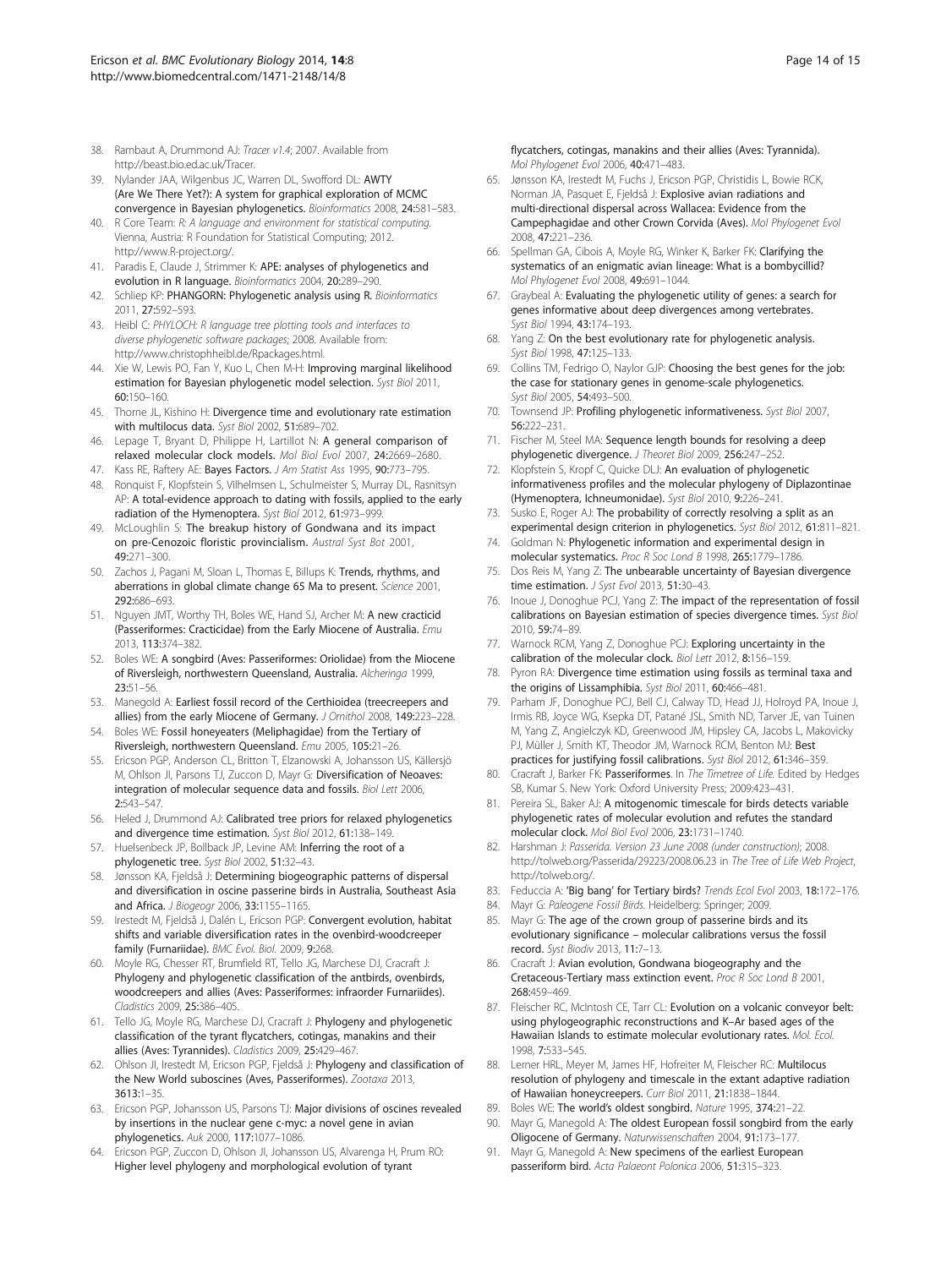38. Rambaut A, Drummond AJ: *Tracer v1.4*; 2007. Available from http://beast.bio.ed.ac.uk/Tracer.
39. Nylander JAA, Wilgenbus JC, Warren DL, Swofford DL: **AWTY (Are We There Yet?): A system for graphical exploration of MCMC convergence in Bayesian phylogenetics.** *Bioinformatics* 2008, **24:**581–583.
40. R Core Team: *R: A language and environment for statistical computing.* Vienna, Austria: R Foundation for Statistical Computing; 2012. http://www.R-project.org/.
41. Paradis E, Claude J, Strimmer K: **APE: analyses of phylogenetics and evolution in R language.** *Bioinformatics* 2004, **20:**289–290.
42. Schliep KP: **PHANGORN: Phylogenetic analysis using R.** *Bioinformatics* 2011, **27:**592–593.
43. Heibl C: *PHYLOCH: R language tree plotting tools and interfaces to diverse phylogenetic software packages*; 2008. Available from: http://www.christophheibl.de/Rpackages.html.
44. Xie W, Lewis PO, Fan Y, Kuo L, Chen M-H: **Improving marginal likelihood estimation for Bayesian phylogenetic model selection.** *Syst Biol* 2011, **60:**150–160.
45. Thorne JL, Kishino H: **Divergence time and evolutionary rate estimation with multilocus data.** *Syst Biol* 2002, **51:**689–702.
46. Lepage T, Bryant D, Philippe H, Lartillot N: **A general comparison of relaxed molecular clock models.** *Mol Biol Evol* 2007, **24:**2669–2680.
47. Kass RE, Raftery AE: **Bayes Factors.** *J Am Statist Ass* 1995, **90:**773–795.
48. Ronquist F, Klopfstein S, Vilhelmsen L, Schulmeister S, Murray DL, Rasnitsyn AP: **A total-evidence approach to dating with fossils, applied to the early radiation of the Hymenoptera.** *Syst Biol* 2012, **61:**973–999.
49. McLoughlin S: **The breakup history of Gondwana and its impact on pre-Cenozoic floristic provincialism.** *Austral Syst Bot* 2001, **49:**271–300.
50. Zachos J, Pagani M, Sloan L, Thomas E, Billups K: **Trends, rhythms, and aberrations in global climate change 65 Ma to present.** *Science* 2001, **292:**686–693.
51. Nguyen JMT, Worthy TH, Boles WE, Hand SJ, Archer M: **A new cracticid (Passeriformes: Cracticidae) from the Early Miocene of Australia.** *Emu* 2013, **113:**374–382.
52. Boles WE: **A songbird (Aves: Passeriformes: Oriolidae) from the Miocene of Riversleigh, northwestern Queensland, Australia.** *Alcheringa* 1999, **23:**51–56.
53. Manegold A: **Earliest fossil record of the Certhioidea (treecreepers and allies) from the early Miocene of Germany.** *J Ornithol* 2008, **149:**223–228.
54. Boles WE: **Fossil honeyeaters (Meliphagidae) from the Tertiary of Riversleigh, northwestern Queensland.** *Emu* 2005, **105:**21–26.
55. Ericson PGP, Anderson CL, Britton T, Elzanowski A, Johansson US, Källersjö M, Ohlson JI, Parsons TJ, Zuccon D, Mayr G: **Diversification of Neoaves: integration of molecular sequence data and fossils.** *Biol Lett* 2006, **2:**543–547.
56. Heled J, Drummond AJ: **Calibrated tree priors for relaxed phylogenetics and divergence time estimation.** *Syst Biol* 2012, **61:**138–149.
57. Huelsenbeck JP, Bollback JP, Levine AM: **Inferring the root of a phylogenetic tree.** *Syst Biol* 2002, **51:**32–43.
58. Jønsson KA, Fjeldså J: **Determining biogeographic patterns of dispersal and diversification in oscine passerine birds in Australia, Southeast Asia and Africa.** *J Biogeogr* 2006, **33:**1155–1165.
59. Irestedt M, Fjeldså J, Dalén L, Ericson PGP: **Convergent evolution, habitat shifts and variable diversification rates in the ovenbird-woodcreeper family (Furnariidae).** *BMC Evol. Biol.* 2009, **9:**268.
60. Moyle RG, Chesser RT, Brumfield RT, Tello JG, Marchese DJ, Cracraft J: **Phylogeny and phylogenetic classification of the antbirds, ovenbirds, woodcreepers and allies (Aves: Passeriformes: infraorder Furnariides).** *Cladistics* 2009, **25:**386–405.
61. Tello JG, Moyle RG, Marchese DJ, Cracraft J: **Phylogeny and phylogenetic classification of the tyrant flycatchers, cotingas, manakins and their allies (Aves: Tyrannides).** *Cladistics* 2009, **25:**429–467.
62. Ohlson JI, Irestedt M, Ericson PGP, Fjeldså J: **Phylogeny and classification of the New World suboscines (Aves, Passeriformes).** *Zootaxa* 2013, **3613:**1–35.
63. Ericson PGP, Johansson US, Parsons TJ: **Major divisions of oscines revealed by insertions in the nuclear gene c-myc: a novel gene in avian phylogenetics.** *Auk* 2000, **117:**1077–1086.
64. Ericson PGP, Zuccon D, Ohlson JI, Johansson US, Alvarenga H, Prum RO: **Higher level phylogeny and morphological evolution of tyrant flycatchers, cotingas, manakins and their allies (Aves: Tyrannida).** *Mol Phylogenet Evol* 2006, **40:**471–483.
65. Jønsson KA, Irestedt M, Fuchs J, Ericson PGP, Christidis L, Bowie RCK, Norman JA, Pasquet E, Fjeldså J: **Explosive avian radiations and multi-directional dispersal across Wallacea: Evidence from the Campephagidae and other Crown Corvida (Aves).** *Mol Phylogenet Evol* 2008, **47:**221–236.
66. Spellman GA, Cibois A, Moyle RG, Winker K, Barker FK: **Clarifying the systematics of an enigmatic avian lineage: What is a bombycillid?** *Mol Phylogenet Evol* 2008, **49:**691–1044.
67. Graybeal A: **Evaluating the phylogenetic utility of genes: a search for genes informative about deep divergences among vertebrates.** *Syst Biol* 1994, **43:**174–193.
68. Yang Z: **On the best evolutionary rate for phylogenetic analysis.** *Syst Biol* 1998, **47:**125–133.
69. Collins TM, Fedrigo O, Naylor GJP: **Choosing the best genes for the job: the case for stationary genes in genome-scale phylogenetics.** *Syst Biol* 2005, **54:**493–500.
70. Townsend JP: **Profiling phylogenetic informativeness.** *Syst Biol* 2007, **56:**222–231.
71. Fischer M, Steel MA: **Sequence length bounds for resolving a deep phylogenetic divergence.** *J Theoret Biol* 2009, **256:**247–252.
72. Klopfstein S, Kropf C, Quicke DLJ: **An evaluation of phylogenetic informativeness profiles and the molecular phylogeny of Diplazontinae (Hymenoptera, Ichneumonidae).** *Syst Biol* 2010, **9:**226–241.
73. Susko E, Roger AJ: **The probability of correctly resolving a split as an experimental design criterion in phylogenetics.** *Syst Biol* 2012, **61:**811–821.
74. Goldman N: **Phylogenetic information and experimental design in molecular systematics.** *Proc R Soc Lond B* 1998, **265:**1779–1786.
75. Dos Reis M, Yang Z: **The unbearable uncertainty of Bayesian divergence time estimation.** *J Syst Evol* 2013, **51:**30–43.
76. Inoue J, Donoghue PCJ, Yang Z: **The impact of the representation of fossil calibrations on Bayesian estimation of species divergence times.** *Syst Biol* 2010, **59:**74–89.
77. Warnock RCM, Yang Z, Donoghue PCJ: **Exploring uncertainty in the calibration of the molecular clock.** *Biol Lett* 2012, **8:**156–159.
78. Pyron RA: **Divergence time estimation using fossils as terminal taxa and the origins of Lissamphibia.** *Syst Biol* 2011, **60:**466–481.
79. Parham JF, Donoghue PCJ, Bell CJ, Calway TD, Head JJ, Holroyd PA, Inoue J, Irmis RB, Joyce WG, Ksepka DT, Patané JSL, Smith ND, Tarver JE, van Tuinen M, Yang Z, Angielczyk KD, Greenwood JM, Hipsley CA, Jacobs L, Makovicky PJ, Müller J, Smith KT, Theodor JM, Warnock RCM, Benton MJ: **Best practices for justifying fossil calibrations.** *Syst Biol* 2012, **61:**346–359.
80. Cracraft J, Barker FK: **Passeriformes.** In *The Timetree of Life.* Edited by Hedges SB, Kumar S. New York: Oxford University Press; 2009:423–431.
81. Pereira SL, Baker AJ: **A mitogenomic timescale for birds detects variable phylogenetic rates of molecular evolution and refutes the standard molecular clock.** *Mol Biol Evol* 2006, **23:**1731–1740.
82. Harshman J: *Passerida. Version 23 June 2008 (under construction)*; 2008. http://tolweb.org/Passerida/29223/2008.06.23 in *The Tree of Life Web Project*, http://tolweb.org/.
83. Feduccia A: **'Big bang' for Tertiary birds?** *Trends Ecol Evol* 2003, **18:**172–176.
84. Mayr G: *Paleogene Fossil Birds.* Heidelberg: Springer; 2009.
85. Mayr G: **The age of the crown group of passerine birds and its evolutionary significance – molecular calibrations versus the fossil record.** *Syst Biodiv* 2013, **11:**7–13.
86. Cracraft J: **Avian evolution, Gondwana biogeography and the Cretaceous-Tertiary mass extinction event.** *Proc R Soc Lond B* 2001, **268:**459–469.
87. Fleischer RC, McIntosh CE, Tarr CL: **Evolution on a volcanic conveyor belt: using phylogeographic reconstructions and K–Ar based ages of the Hawaiian Islands to estimate molecular evolutionary rates.** *Mol. Ecol.* 1998, **7:**533–545.
88. Lerner HRL, Meyer M, James HF, Hofreiter M, Fleischer RC: **Multilocus resolution of phylogeny and timescale in the extant adaptive radiation of Hawaiian honeycreepers.** *Curr Biol* 2011, **21:**1838–1844.
89. Boles WE: **The world's oldest songbird.** *Nature* 1995, **374:**21–22.
90. Mayr G, Manegold A: **The oldest European fossil songbird from the early Oligocene of Germany.** *Naturwissenschaften* 2004, **91:**173–177.
91. Mayr G, Manegold A: **New specimens of the earliest European passeriform bird.** *Acta Palaeont Polonica* 2006, **51:**315–323.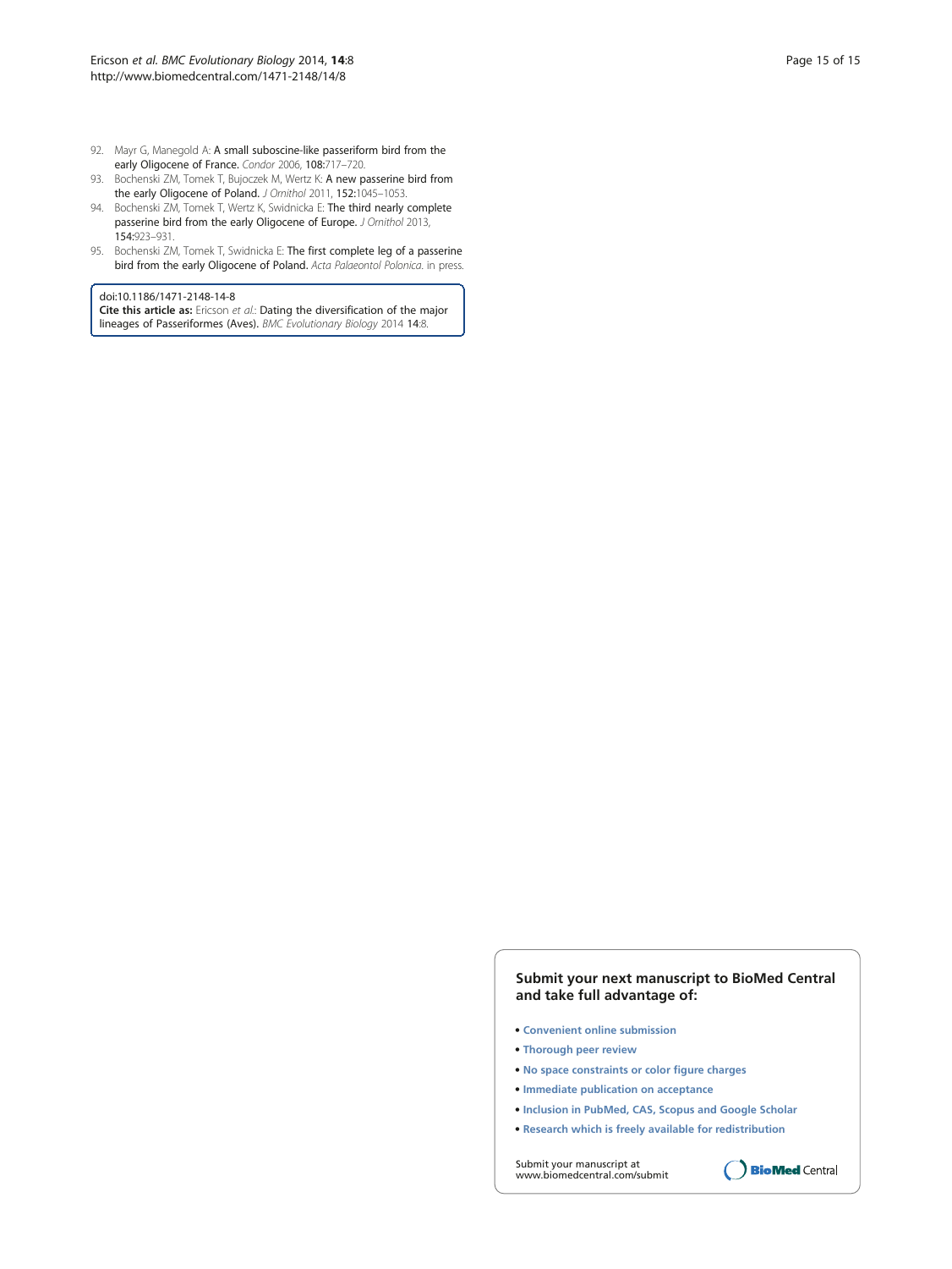92. Mayr G, Manegold A: **A small suboscine-like passeriform bird from the early Oligocene of France.** *Condor* 2006, **108:**717–720.
93. Bochenski ZM, Tomek T, Bujoczek M, Wertz K: **A new passerine bird from the early Oligocene of Poland.** *J Ornithol* 2011, **152:**1045–1053.
94. Bochenski ZM, Tomek T, Wertz K, Swidnicka E: **The third nearly complete passerine bird from the early Oligocene of Europe.** *J Ornithol* 2013, **154:**923–931.
95. Bochenski ZM, Tomek T, Swidnicka E: **The first complete leg of a passerine bird from the early Oligocene of Poland.** *Acta Palaeontol Polonica*. in press.

doi:10.1186/1471-2148-14-8
**Cite this article as:** Ericson *et al.*: Dating the diversification of the major lineages of Passeriformes (Aves). *BMC Evolutionary Biology* 2014 **14**:8.

**Submit your next manuscript to BioMed Central and take full advantage of:**

- **Convenient online submission**
- **Thorough peer review**
- **No space constraints or color figure charges**
- **Immediate publication on acceptance**
- **Inclusion in PubMed, CAS, Scopus and Google Scholar**
- **Research which is freely available for redistribution**

Submit your manuscript at
www.biomedcentral.com/submit

BioMed Central